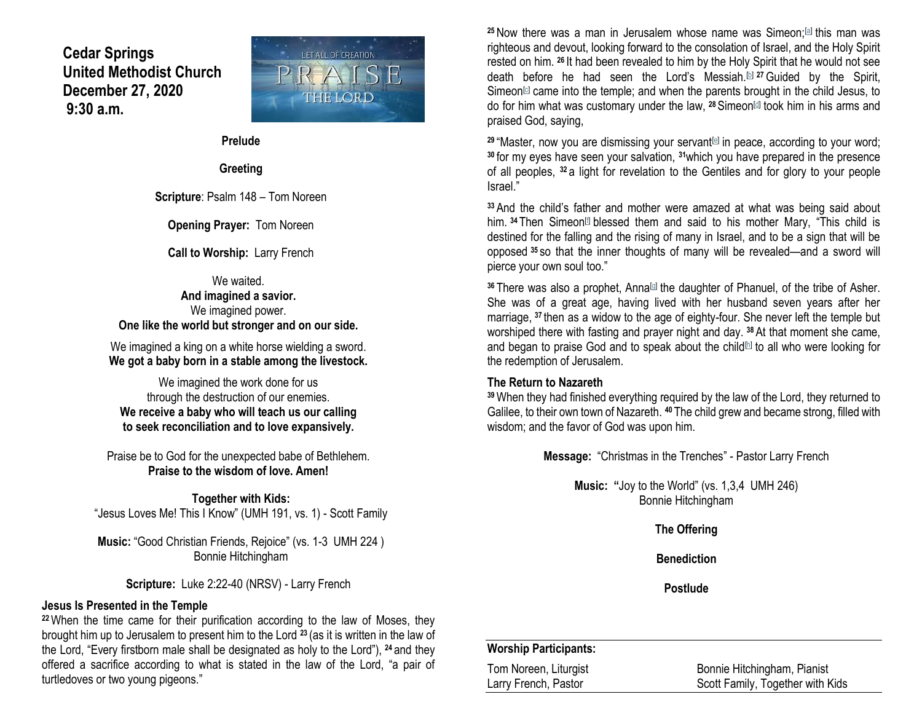# Cedar Springs United Methodist Church
## December 27, 2020
## 9:30 a.m.

LET ALL OF CREATION PRAISE THE LORD

**Prelude**

**Greeting**

**Scripture**: Psalm 148 – Tom Noreen

**Opening Prayer:** Tom Noreen

**Call to Worship:** Larry French

We waited.
**And imagined a savior.**
We imagined power.
**One like the world but stronger and on our side.**

We imagined a king on a white horse wielding a sword.
**We got a baby born in a stable among the livestock.**

We imagined the work done for us
through the destruction of our enemies.
**We receive a baby who will teach us our calling**
**to seek reconciliation and to love expansively.**

Praise be to God for the unexpected babe of Bethlehem.
**Praise to the wisdom of love. Amen!**

**Together with Kids:**
"Jesus Loves Me! This I Know" (UMH 191, vs. 1) - Scott Family

**Music:** "Good Christian Friends, Rejoice" (vs. 1-3 UMH 224 )
Bonnie Hitchingham

**Scripture:** Luke 2:22-40 (NRSV) - Larry French

### Jesus Is Presented in the Temple

**22** When the time came for their purification according to the law of Moses, they brought him up to Jerusalem to present him to the Lord **23** (as it is written in the law of the Lord, "Every firstborn male shall be designated as holy to the Lord"), **24** and they offered a sacrifice according to what is stated in the law of the Lord, "a pair of turtledoves or two young pigeons."

**25** Now there was a man in Jerusalem whose name was Simeon;[a] this man was righteous and devout, looking forward to the consolation of Israel, and the Holy Spirit rested on him. **26** It had been revealed to him by the Holy Spirit that he would not see death before he had seen the Lord's Messiah.[b] **27** Guided by the Spirit, Simeon[c] came into the temple; and when the parents brought in the child Jesus, to do for him what was customary under the law, **28** Simeon[d] took him in his arms and praised God, saying,

**29** "Master, now you are dismissing your servant[e] in peace, according to your word; **30** for my eyes have seen your salvation, **31** which you have prepared in the presence of all peoples, **32** a light for revelation to the Gentiles and for glory to your people Israel."

**33** And the child's father and mother were amazed at what was being said about him. **34** Then Simeon[f] blessed them and said to his mother Mary, "This child is destined for the falling and the rising of many in Israel, and to be a sign that will be opposed **35** so that the inner thoughts of many will be revealed—and a sword will pierce your own soul too."

**36** There was also a prophet, Anna[g] the daughter of Phanuel, of the tribe of Asher. She was of a great age, having lived with her husband seven years after her marriage, **37** then as a widow to the age of eighty-four. She never left the temple but worshiped there with fasting and prayer night and day. **38** At that moment she came, and began to praise God and to speak about the child[h] to all who were looking for the redemption of Jerusalem.

### The Return to Nazareth

**39** When they had finished everything required by the law of the Lord, they returned to Galilee, to their own town of Nazareth. **40** The child grew and became strong, filled with wisdom; and the favor of God was upon him.

**Message:** "Christmas in the Trenches" - Pastor Larry French

**Music: "**Joy to the World" (vs. 1,3,4 UMH 246)
Bonnie Hitchingham

**The Offering**

**Benediction**

**Postlude**

**Worship Participants:**

| | |
|---|---|
| Tom Noreen, Liturgist | Bonnie Hitchingham, Pianist |
| Larry French, Pastor | Scott Family, Together with Kids |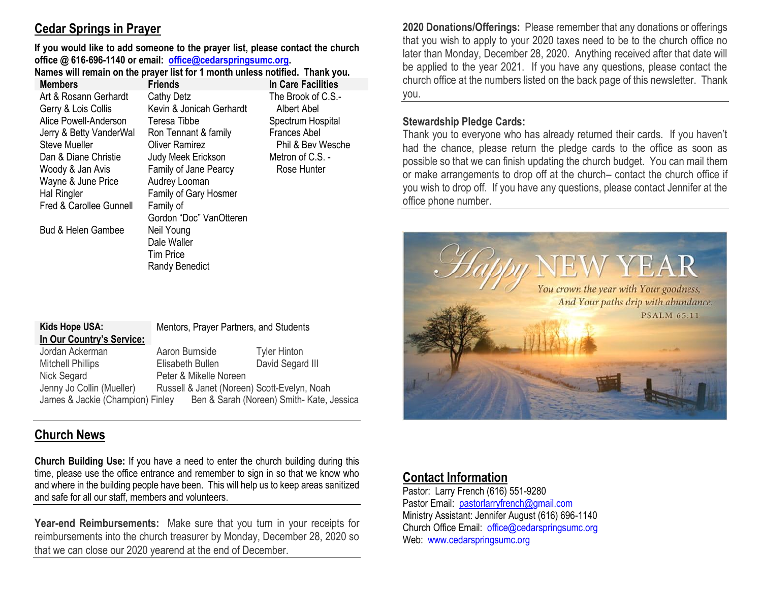## Cedar Springs in Prayer

**If you would like to add someone to the prayer list, please contact the church office @ 616-696-1140 or email: office@cedarspringsumc.org.**
**Names will remain on the prayer list for 1 month unless notified. Thank you.**

| Members | Friends | In Care Facilities |
|---|---|---|
| Art & Rosann Gerhardt | Cathy Detz | The Brook of C.S.- Albert Abel |
| Gerry & Lois Collis | Kevin & Jonicah Gerhardt | Spectrum Hospital |
| Alice Powell-Anderson | Teresa Tibbe | Frances Abel |
| Jerry & Betty VanderWal | Ron Tennant & family | Phil & Bev Wesche |
| Steve Mueller | Oliver Ramirez | Metron of C.S. - Rose Hunter |
| Dan & Diane Christie | Judy Meek Erickson | |
| Woody & Jan Avis | Family of Jane Pearcy | |
| Wayne & June Price | Audrey Looman | |
| Hal Ringler | Family of Gary Hosmer | |
| Fred & Carollee Gunnell | Family of Gordon “Doc” VanOtteren | |
| Bud & Helen Gambee | Neil Young | |
| | Dale Waller | |
| | Tim Price | |
| | Randy Benedict | |

**Kids Hope USA:** Mentors, Prayer Partners, and Students

**In Our Country’s Service:**

| | | |
|---|---|---|
| Jordan Ackerman | Aaron Burnside | Tyler Hinton |
| Mitchell Phillips | Elisabeth Bullen | David Segard III |
| Nick Segard | Peter & Mikelle Noreen | |
| Jenny Jo Collin (Mueller) | Russell & Janet (Noreen) Scott-Evelyn, Noah | |
| James & Jackie (Champion) Finley | Ben & Sarah (Noreen) Smith- Kate, Jessica | |

## Church News

**Church Building Use:** If you have a need to enter the church building during this time, please use the office entrance and remember to sign in so that we know who and where in the building people have been. This will help us to keep areas sanitized and safe for all our staff, members and volunteers.

**Year-end Reimbursements:** Make sure that you turn in your receipts for reimbursements into the church treasurer by Monday, December 28, 2020 so that we can close our 2020 yearend at the end of December.

**2020 Donations/Offerings:** Please remember that any donations or offerings that you wish to apply to your 2020 taxes need to be to the church office no later than Monday, December 28, 2020. Anything received after that date will be applied to the year 2021. If you have any questions, please contact the church office at the numbers listed on the back page of this newsletter. Thank you.

**Stewardship Pledge Cards:**
Thank you to everyone who has already returned their cards. If you haven’t had the chance, please return the pledge cards to the office as soon as possible so that we can finish updating the church budget. You can mail them or make arrangements to drop off at the church– contact the church office if you wish to drop off. If you have any questions, please contact Jennifer at the office phone number.

Happy NEW YEAR
You crown the year with Your goodness,
And Your paths drip with abundance.
PSALM 65:11

## Contact Information

Pastor: Larry French (616) 551-9280
Pastor Email: pastorlarryfrench@gmail.com
Ministry Assistant: Jennifer August (616) 696-1140
Church Office Email: office@cedarspringsumc.org
Web: www.cedarspringsumc.org